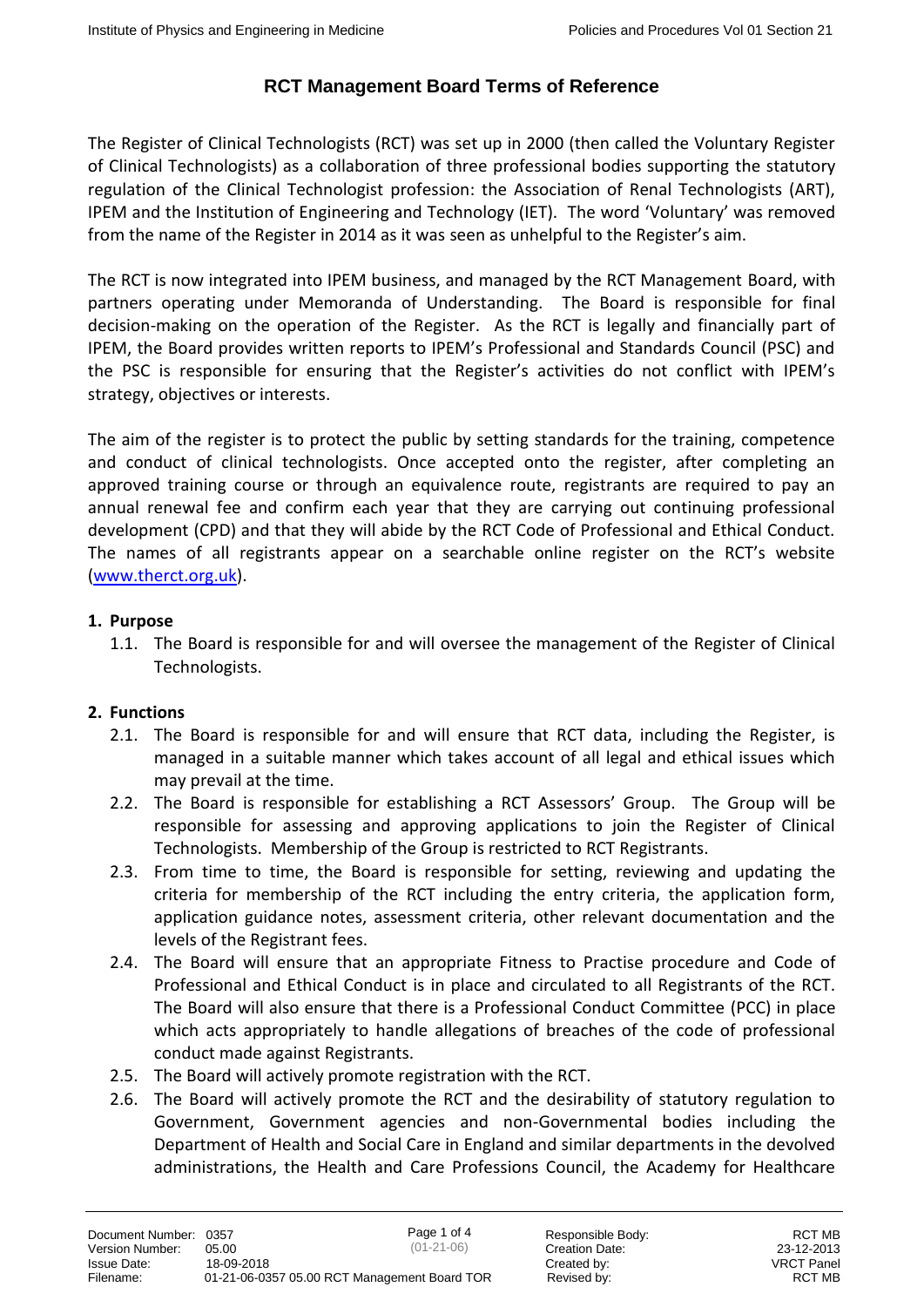# RCT Management Board Terms of Reference

The Register of Clinical Technologists (RCT) was set up in 2000 (then called the Voluntary Register of Clinical Technologists) as a collaboration of three professional bodies supporting the statutory regulation of the Clinical Technologist profession: the Association of Renal Technologists (ART), IPEM and the Institution of Engineering and Technology (IET). The word 'Voluntary' was removed from the name of the Register in 2014 as it was seen as unhelpful to the Register's aim.

The RCT is now integrated into IPEM business, and managed by the RCT Management Board, with partners operating under Memoranda of Understanding. The Board is responsible for final decision-making on the operation of the Register. As the RCT is legally and financially part of IPEM, the Board provides written reports to IPEM's Professional and Standards Council (PSC) and the PSC is responsible for ensuring that the Register's activities do not conflict with IPEM's strategy, objectives or interests.

The aim of the register is to protect the public by setting standards for the training, competence and conduct of clinical technologists. Once accepted onto the register, after completing an approved training course or through an equivalence route, registrants are required to pay an annual renewal fee and confirm each year that they are carrying out continuing professional development (CPD) and that they will abide by the RCT Code of Professional and Ethical Conduct. The names of all registrants appear on a searchable online register on the RCT's website (www.therct.org.uk).

**1. Purpose**

1.1. The Board is responsible for and will oversee the management of the Register of Clinical Technologists.

**2. Functions**

2.1. The Board is responsible for and will ensure that RCT data, including the Register, is managed in a suitable manner which takes account of all legal and ethical issues which may prevail at the time.

2.2. The Board is responsible for establishing a RCT Assessors' Group. The Group will be responsible for assessing and approving applications to join the Register of Clinical Technologists. Membership of the Group is restricted to RCT Registrants.

2.3. From time to time, the Board is responsible for setting, reviewing and updating the criteria for membership of the RCT including the entry criteria, the application form, application guidance notes, assessment criteria, other relevant documentation and the levels of the Registrant fees.

2.4. The Board will ensure that an appropriate Fitness to Practise procedure and Code of Professional and Ethical Conduct is in place and circulated to all Registrants of the RCT. The Board will also ensure that there is a Professional Conduct Committee (PCC) in place which acts appropriately to handle allegations of breaches of the code of professional conduct made against Registrants.

2.5. The Board will actively promote registration with the RCT.

2.6. The Board will actively promote the RCT and the desirability of statutory regulation to Government, Government agencies and non-Governmental bodies including the Department of Health and Social Care in England and similar departments in the devolved administrations, the Health and Care Professions Council, the Academy for Healthcare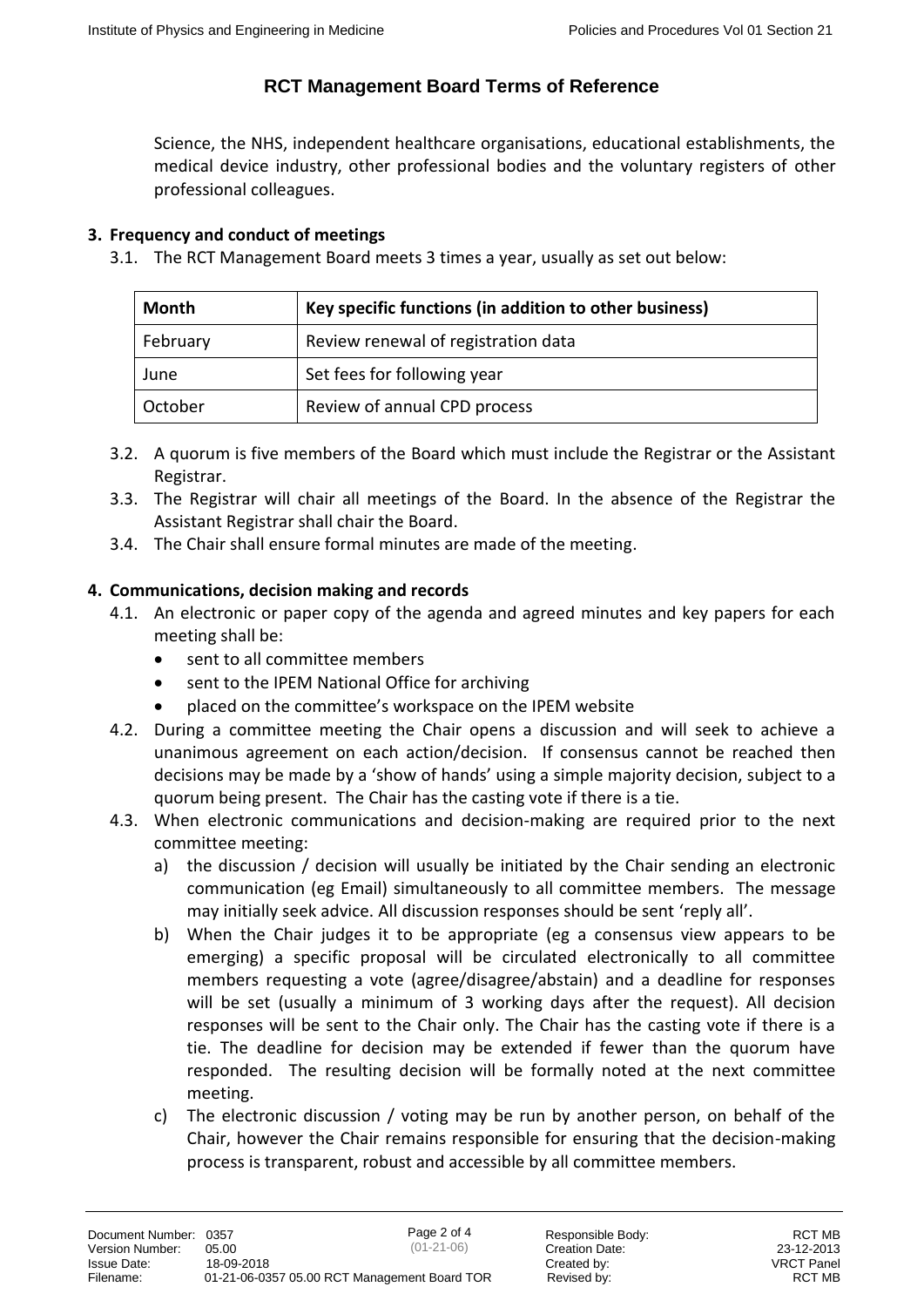Science, the NHS, independent healthcare organisations, educational establishments, the medical device industry, other professional bodies and the voluntary registers of other professional colleagues.

## 3. Frequency and conduct of meetings

3.1. The RCT Management Board meets 3 times a year, usually as set out below:

| Month | Key specific functions (in addition to other business) |
|---|---|
| February | Review renewal of registration data |
| June | Set fees for following year |
| October | Review of annual CPD process |

3.2. A quorum is five members of the Board which must include the Registrar or the Assistant Registrar.

3.3. The Registrar will chair all meetings of the Board. In the absence of the Registrar the Assistant Registrar shall chair the Board.

3.4. The Chair shall ensure formal minutes are made of the meeting.

## 4. Communications, decision making and records

4.1. An electronic or paper copy of the agenda and agreed minutes and key papers for each meeting shall be:

- sent to all committee members
- sent to the IPEM National Office for archiving
- placed on the committee's workspace on the IPEM website

4.2. During a committee meeting the Chair opens a discussion and will seek to achieve a unanimous agreement on each action/decision. If consensus cannot be reached then decisions may be made by a 'show of hands' using a simple majority decision, subject to a quorum being present. The Chair has the casting vote if there is a tie.

4.3. When electronic communications and decision-making are required prior to the next committee meeting:

a) the discussion / decision will usually be initiated by the Chair sending an electronic communication (eg Email) simultaneously to all committee members. The message may initially seek advice. All discussion responses should be sent 'reply all'.

b) When the Chair judges it to be appropriate (eg a consensus view appears to be emerging) a specific proposal will be circulated electronically to all committee members requesting a vote (agree/disagree/abstain) and a deadline for responses will be set (usually a minimum of 3 working days after the request). All decision responses will be sent to the Chair only. The Chair has the casting vote if there is a tie. The deadline for decision may be extended if fewer than the quorum have responded. The resulting decision will be formally noted at the next committee meeting.

c) The electronic discussion / voting may be run by another person, on behalf of the Chair, however the Chair remains responsible for ensuring that the decision-making process is transparent, robust and accessible by all committee members.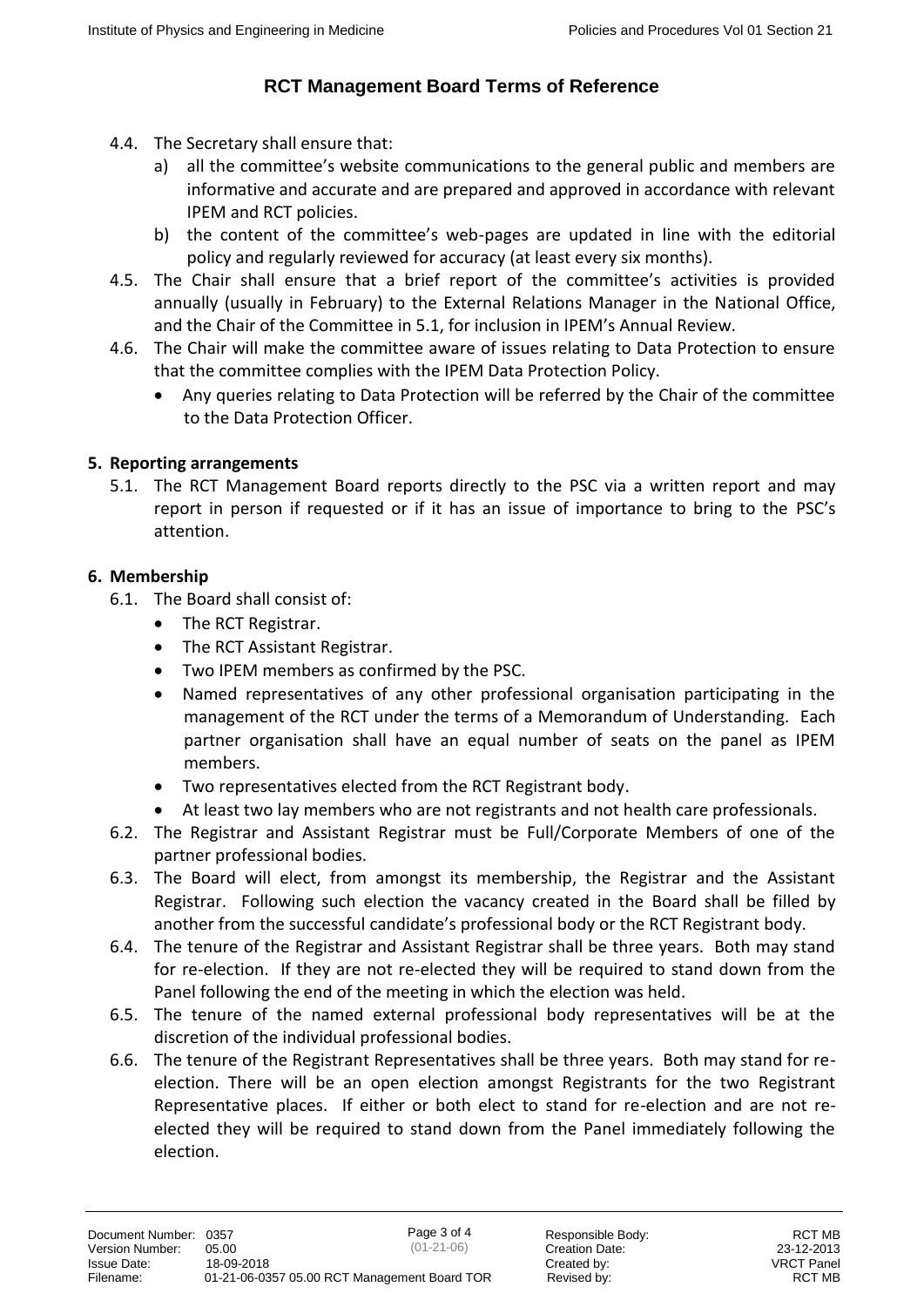## RCT Management Board Terms of Reference

4.4. The Secretary shall ensure that:

   a) all the committee's website communications to the general public and members are informative and accurate and are prepared and approved in accordance with relevant IPEM and RCT policies.

   b) the content of the committee's web-pages are updated in line with the editorial policy and regularly reviewed for accuracy (at least every six months).

4.5. The Chair shall ensure that a brief report of the committee's activities is provided annually (usually in February) to the External Relations Manager in the National Office, and the Chair of the Committee in 5.1, for inclusion in IPEM's Annual Review.

4.6. The Chair will make the committee aware of issues relating to Data Protection to ensure that the committee complies with the IPEM Data Protection Policy.

- Any queries relating to Data Protection will be referred by the Chair of the committee to the Data Protection Officer.

### 5. Reporting arrangements

5.1. The RCT Management Board reports directly to the PSC via a written report and may report in person if requested or if it has an issue of importance to bring to the PSC's attention.

### 6. Membership

6.1. The Board shall consist of:

- The RCT Registrar.
- The RCT Assistant Registrar.
- Two IPEM members as confirmed by the PSC.
- Named representatives of any other professional organisation participating in the management of the RCT under the terms of a Memorandum of Understanding. Each partner organisation shall have an equal number of seats on the panel as IPEM members.
- Two representatives elected from the RCT Registrant body.
- At least two lay members who are not registrants and not health care professionals.

6.2. The Registrar and Assistant Registrar must be Full/Corporate Members of one of the partner professional bodies.

6.3. The Board will elect, from amongst its membership, the Registrar and the Assistant Registrar. Following such election the vacancy created in the Board shall be filled by another from the successful candidate's professional body or the RCT Registrant body.

6.4. The tenure of the Registrar and Assistant Registrar shall be three years. Both may stand for re-election. If they are not re-elected they will be required to stand down from the Panel following the end of the meeting in which the election was held.

6.5. The tenure of the named external professional body representatives will be at the discretion of the individual professional bodies.

6.6. The tenure of the Registrant Representatives shall be three years. Both may stand for re-election. There will be an open election amongst Registrants for the two Registrant Representative places. If either or both elect to stand for re-election and are not re-elected they will be required to stand down from the Panel immediately following the election.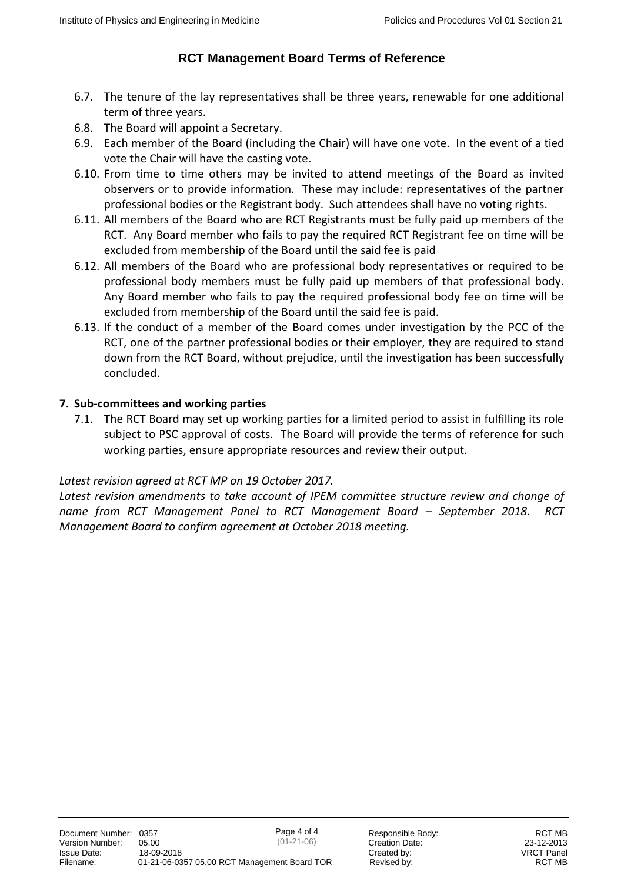## RCT Management Board Terms of Reference

6.7. The tenure of the lay representatives shall be three years, renewable for one additional term of three years.

6.8. The Board will appoint a Secretary.

6.9. Each member of the Board (including the Chair) will have one vote. In the event of a tied vote the Chair will have the casting vote.

6.10. From time to time others may be invited to attend meetings of the Board as invited observers or to provide information. These may include: representatives of the partner professional bodies or the Registrant body. Such attendees shall have no voting rights.

6.11. All members of the Board who are RCT Registrants must be fully paid up members of the RCT. Any Board member who fails to pay the required RCT Registrant fee on time will be excluded from membership of the Board until the said fee is paid

6.12. All members of the Board who are professional body representatives or required to be professional body members must be fully paid up members of that professional body. Any Board member who fails to pay the required professional body fee on time will be excluded from membership of the Board until the said fee is paid.

6.13. If the conduct of a member of the Board comes under investigation by the PCC of the RCT, one of the partner professional bodies or their employer, they are required to stand down from the RCT Board, without prejudice, until the investigation has been successfully concluded.

### 7. Sub-committees and working parties

7.1. The RCT Board may set up working parties for a limited period to assist in fulfilling its role subject to PSC approval of costs. The Board will provide the terms of reference for such working parties, ensure appropriate resources and review their output.

*Latest revision agreed at RCT MP on 19 October 2017.*
*Latest revision amendments to take account of IPEM committee structure review and change of name from RCT Management Panel to RCT Management Board – September 2018. RCT Management Board to confirm agreement at October 2018 meeting.*